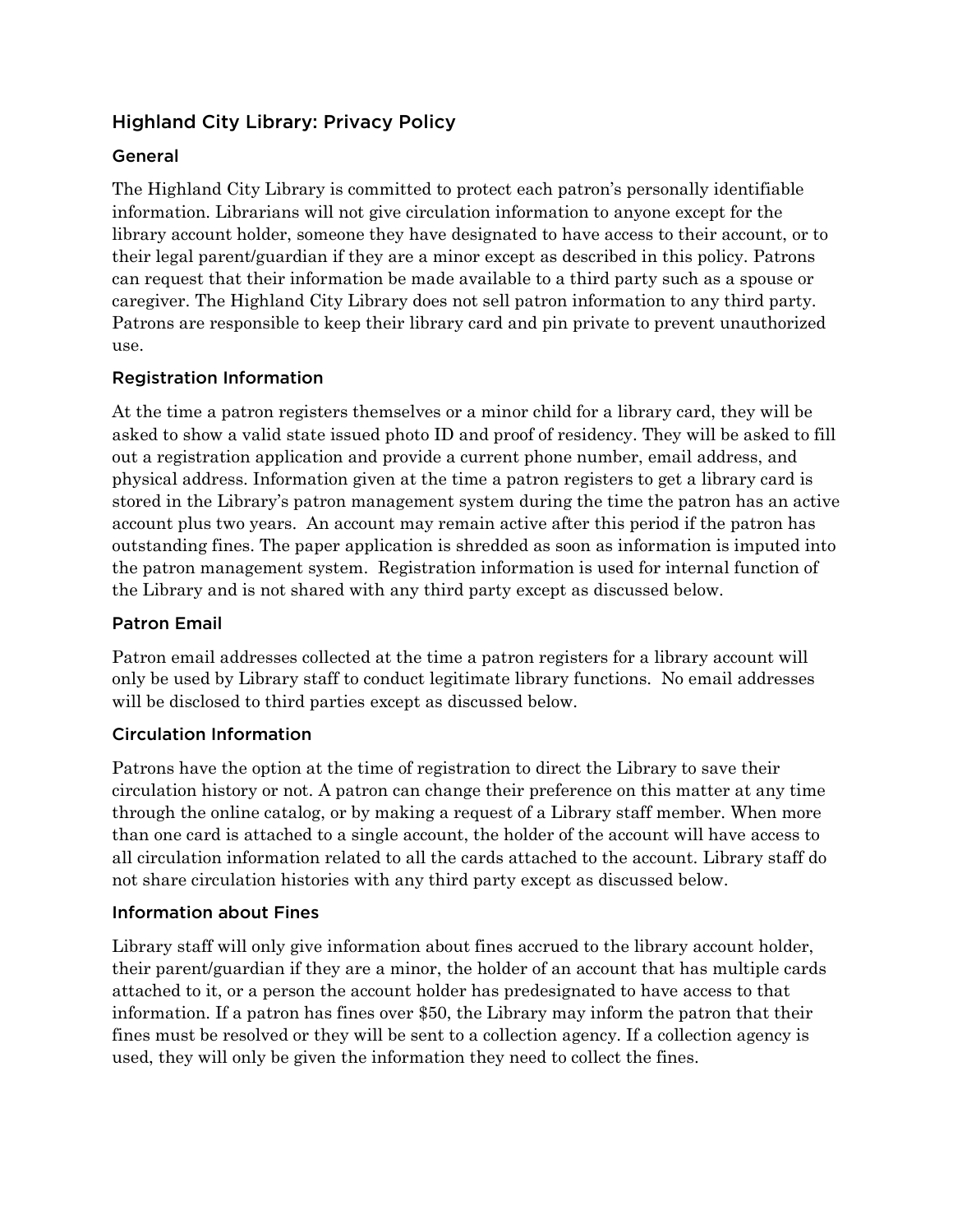## Highland City Library: Privacy Policy

### General

The Highland City Library is committed to protect each patron's personally identifiable information. Librarians will not give circulation information to anyone except for the library account holder, someone they have designated to have access to their account, or to their legal parent/guardian if they are a minor except as described in this policy. Patrons can request that their information be made available to a third party such as a spouse or caregiver. The Highland City Library does not sell patron information to any third party. Patrons are responsible to keep their library card and pin private to prevent unauthorized use.

### Registration Information

At the time a patron registers themselves or a minor child for a library card, they will be asked to show a valid state issued photo ID and proof of residency. They will be asked to fill out a registration application and provide a current phone number, email address, and physical address. Information given at the time a patron registers to get a library card is stored in the Library's patron management system during the time the patron has an active account plus two years. An account may remain active after this period if the patron has outstanding fines. The paper application is shredded as soon as information is imputed into the patron management system. Registration information is used for internal function of the Library and is not shared with any third party except as discussed below.

### Patron Email

Patron email addresses collected at the time a patron registers for a library account will only be used by Library staff to conduct legitimate library functions. No email addresses will be disclosed to third parties except as discussed below.

### Circulation Information

Patrons have the option at the time of registration to direct the Library to save their circulation history or not. A patron can change their preference on this matter at any time through the online catalog, or by making a request of a Library staff member. When more than one card is attached to a single account, the holder of the account will have access to all circulation information related to all the cards attached to the account. Library staff do not share circulation histories with any third party except as discussed below.

### Information about Fines

Library staff will only give information about fines accrued to the library account holder, their parent/guardian if they are a minor, the holder of an account that has multiple cards attached to it, or a person the account holder has predesignated to have access to that information. If a patron has fines over $50, the Library may inform the patron that their fines must be resolved or they will be sent to a collection agency. If a collection agency is used, they will only be given the information they need to collect the fines.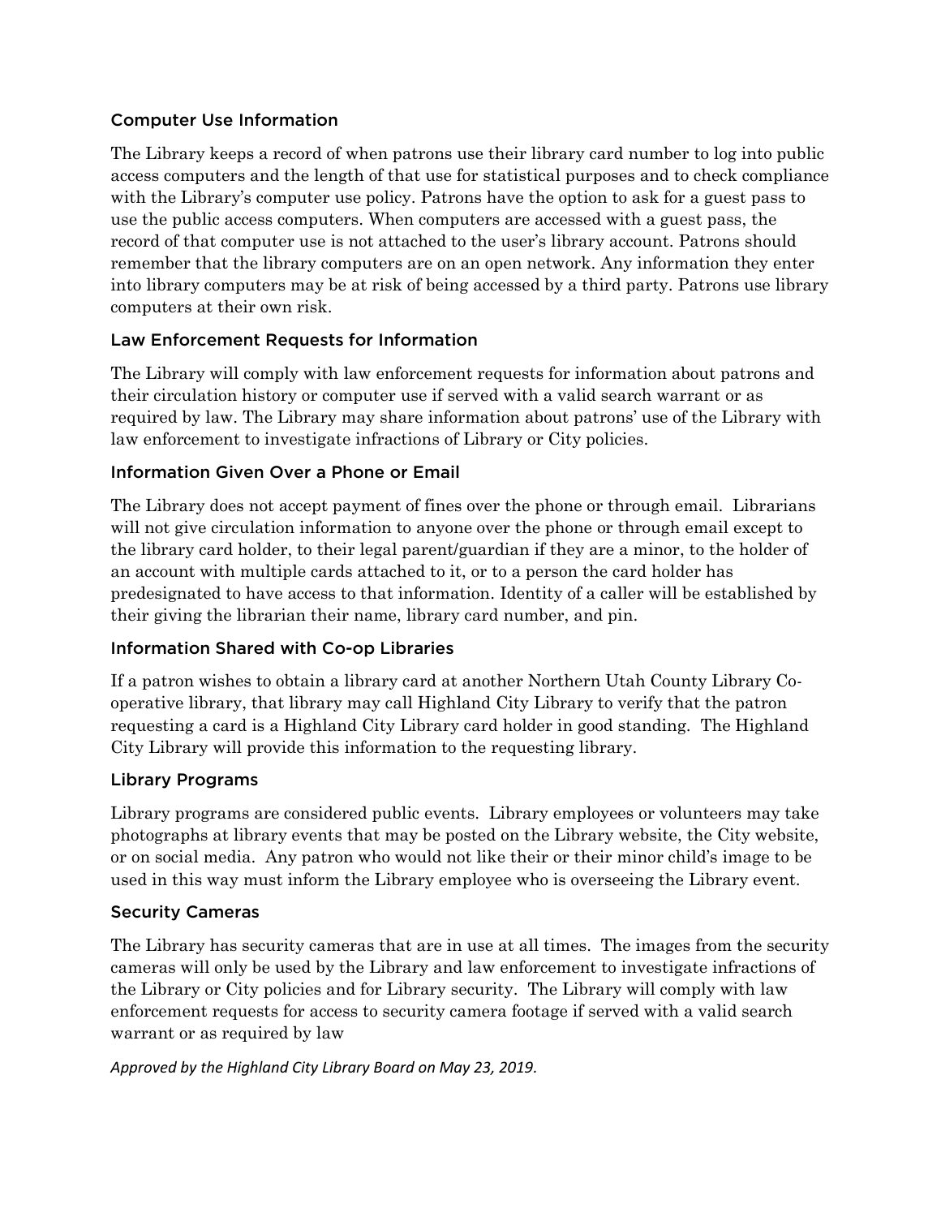### Computer Use Information

The Library keeps a record of when patrons use their library card number to log into public access computers and the length of that use for statistical purposes and to check compliance with the Library's computer use policy. Patrons have the option to ask for a guest pass to use the public access computers. When computers are accessed with a guest pass, the record of that computer use is not attached to the user's library account. Patrons should remember that the library computers are on an open network. Any information they enter into library computers may be at risk of being accessed by a third party. Patrons use library computers at their own risk.

### Law Enforcement Requests for Information

The Library will comply with law enforcement requests for information about patrons and their circulation history or computer use if served with a valid search warrant or as required by law. The Library may share information about patrons' use of the Library with law enforcement to investigate infractions of Library or City policies.

### Information Given Over a Phone or Email

The Library does not accept payment of fines over the phone or through email. Librarians will not give circulation information to anyone over the phone or through email except to the library card holder, to their legal parent/guardian if they are a minor, to the holder of an account with multiple cards attached to it, or to a person the card holder has predesignated to have access to that information. Identity of a caller will be established by their giving the librarian their name, library card number, and pin.

### Information Shared with Co-op Libraries

If a patron wishes to obtain a library card at another Northern Utah County Library Co-operative library, that library may call Highland City Library to verify that the patron requesting a card is a Highland City Library card holder in good standing. The Highland City Library will provide this information to the requesting library.

### Library Programs

Library programs are considered public events. Library employees or volunteers may take photographs at library events that may be posted on the Library website, the City website, or on social media. Any patron who would not like their or their minor child's image to be used in this way must inform the Library employee who is overseeing the Library event.

### Security Cameras

The Library has security cameras that are in use at all times. The images from the security cameras will only be used by the Library and law enforcement to investigate infractions of the Library or City policies and for Library security. The Library will comply with law enforcement requests for access to security camera footage if served with a valid search warrant or as required by law

*Approved by the Highland City Library Board on May 23, 2019.*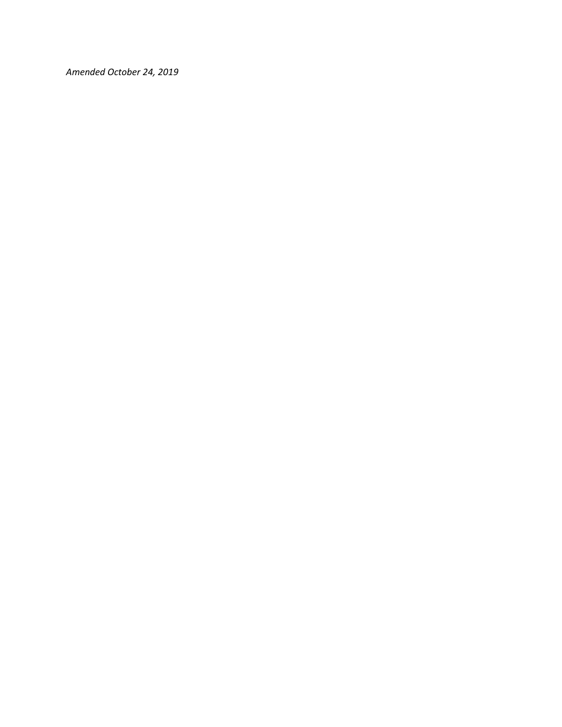*Amended October 24, 2019*